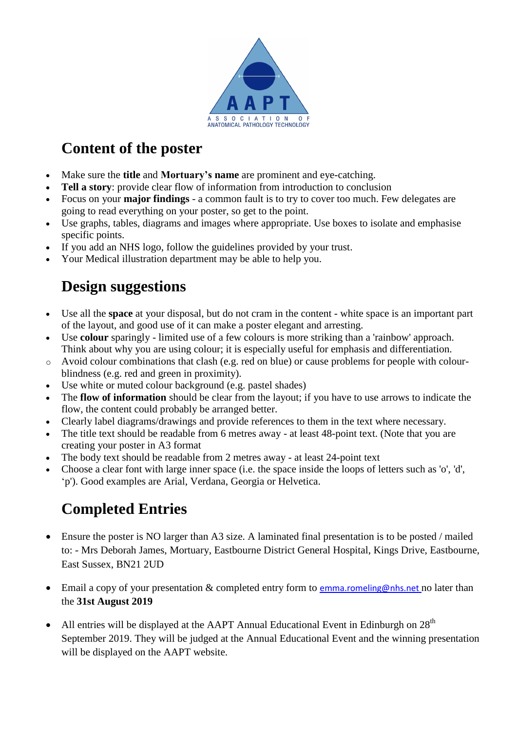AAPT

ASSOCIATION OF ANATOMICAL PATHOLOGY TECHNOLOGY

## Content of the poster

- Make sure the **title** and **Mortuary's name** are prominent and eye-catching.
- **Tell a story**: provide clear flow of information from introduction to conclusion
- Focus on your **major findings** - a common fault is to try to cover too much. Few delegates are going to read everything on your poster, so get to the point.
- Use graphs, tables, diagrams and images where appropriate. Use boxes to isolate and emphasise specific points.
- If you add an NHS logo, follow the guidelines provided by your trust.
- Your Medical illustration department may be able to help you.

## Design suggestions

- Use all the **space** at your disposal, but do not cram in the content - white space is an important part of the layout, and good use of it can make a poster elegant and arresting.
- Use **colour** sparingly - limited use of a few colours is more striking than a 'rainbow' approach. Think about why you are using colour; it is especially useful for emphasis and differentiation.
    - Avoid colour combinations that clash (e.g. red on blue) or cause problems for people with colour-blindness (e.g. red and green in proximity).
- Use white or muted colour background (e.g. pastel shades)
- The **flow of information** should be clear from the layout; if you have to use arrows to indicate the flow, the content could probably be arranged better.
- Clearly label diagrams/drawings and provide references to them in the text where necessary.
- The title text should be readable from 6 metres away - at least 48-point text. (Note that you are creating your poster in A3 format
- The body text should be readable from 2 metres away - at least 24-point text
- Choose a clear font with large inner space (i.e. the space inside the loops of letters such as 'o', 'd', 'p'). Good examples are Arial, Verdana, Georgia or Helvetica.

## Completed Entries

- Ensure the poster is NO larger than A3 size. A laminated final presentation is to be posted / mailed to: - Mrs Deborah James, Mortuary, Eastbourne District General Hospital, Kings Drive, Eastbourne, East Sussex, BN21 2UD

- Email a copy of your presentation & completed entry form to emma.romeling@nhs.net no later than the **31st August 2019**

- All entries will be displayed at the AAPT Annual Educational Event in Edinburgh on 28th September 2019. They will be judged at the Annual Educational Event and the winning presentation will be displayed on the AAPT website.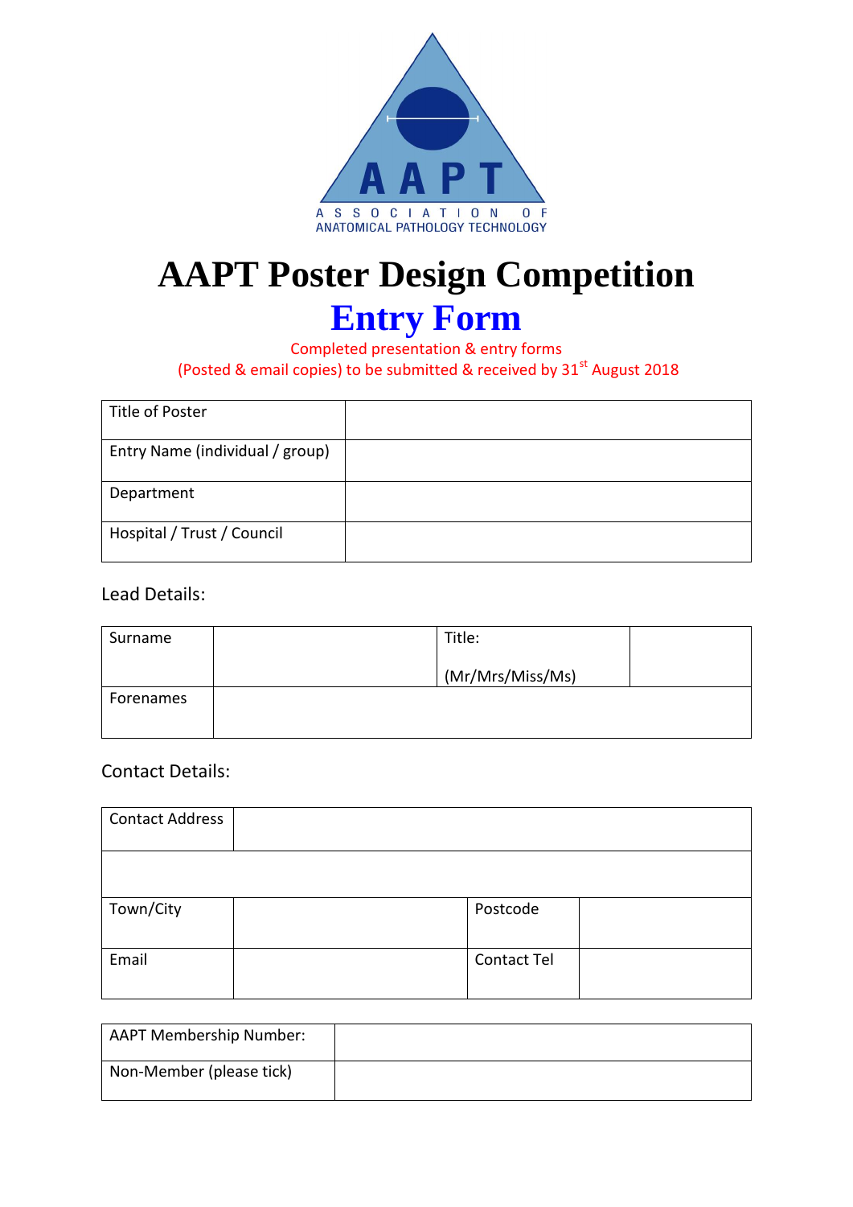AAPT

ASSOCIATION OF ANATOMICAL PATHOLOGY TECHNOLOGY

# AAPT Poster Design Competition

## Entry Form

Completed presentation & entry forms
(Posted & email copies) to be submitted & received by 31st August 2018

| | |
|---|---|
| Title of Poster | |
| Entry Name (individual / group) | |
| Department | |
| Hospital / Trust / Council | |

Lead Details:

| | | | |
|---|---|---|---|
| Surname | | Title: (Mr/Mrs/Miss/Ms) | |
| Forenames | | | |

Contact Details:

| | | | |
|---|---|---|---|
| Contact Address | | | |
| | | | |
| Town/City | | Postcode | |
| Email | | Contact Tel | |

| | |
|---|---|
| AAPT Membership Number: | |
| Non-Member (please tick) | |